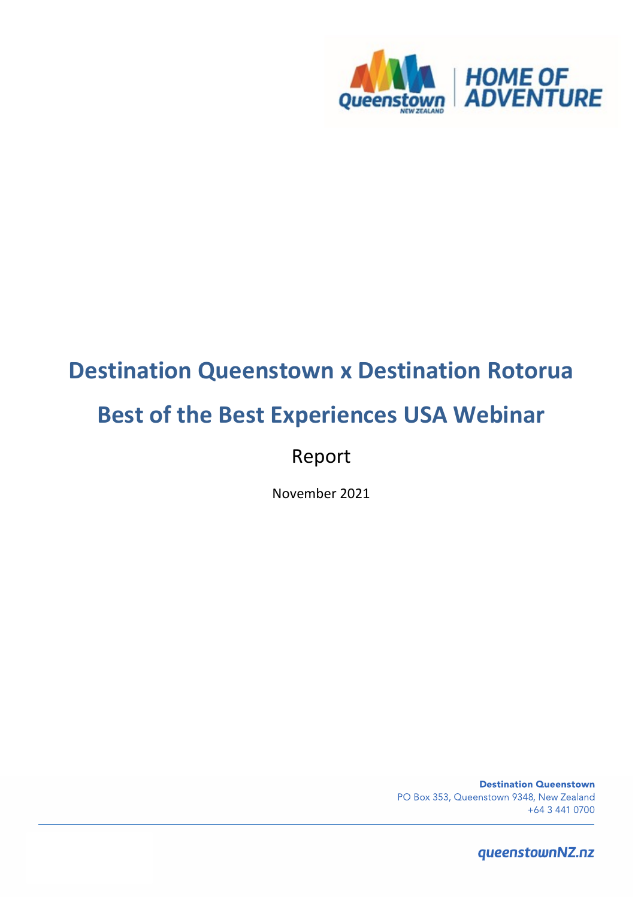# Destination Queenstown x Destination Rotorua

# Best of the Best Experiences USA Webinar

Report

November 2021

**Destination Queenstown**
PO Box 353, Queenstown 9348, New Zealand
+64 3 441 0700

*queenstownNZ.nz*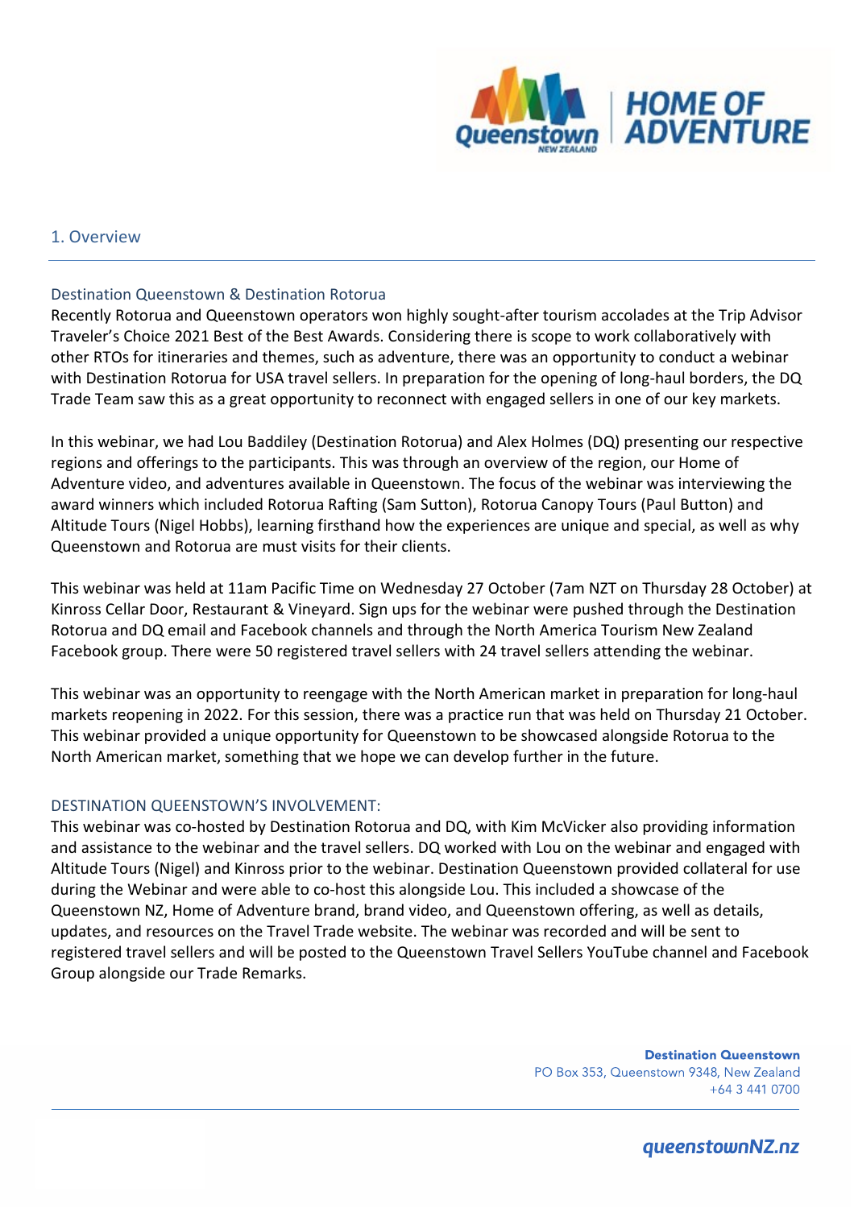## 1. Overview

### Destination Queenstown & Destination Rotorua

Recently Rotorua and Queenstown operators won highly sought-after tourism accolades at the Trip Advisor Traveler's Choice 2021 Best of the Best Awards. Considering there is scope to work collaboratively with other RTOs for itineraries and themes, such as adventure, there was an opportunity to conduct a webinar with Destination Rotorua for USA travel sellers. In preparation for the opening of long-haul borders, the DQ Trade Team saw this as a great opportunity to reconnect with engaged sellers in one of our key markets.

In this webinar, we had Lou Baddiley (Destination Rotorua) and Alex Holmes (DQ) presenting our respective regions and offerings to the participants. This was through an overview of the region, our Home of Adventure video, and adventures available in Queenstown. The focus of the webinar was interviewing the award winners which included Rotorua Rafting (Sam Sutton), Rotorua Canopy Tours (Paul Button) and Altitude Tours (Nigel Hobbs), learning firsthand how the experiences are unique and special, as well as why Queenstown and Rotorua are must visits for their clients.

This webinar was held at 11am Pacific Time on Wednesday 27 October (7am NZT on Thursday 28 October) at Kinross Cellar Door, Restaurant & Vineyard. Sign ups for the webinar were pushed through the Destination Rotorua and DQ email and Facebook channels and through the North America Tourism New Zealand Facebook group. There were 50 registered travel sellers with 24 travel sellers attending the webinar.

This webinar was an opportunity to reengage with the North American market in preparation for long-haul markets reopening in 2022. For this session, there was a practice run that was held on Thursday 21 October. This webinar provided a unique opportunity for Queenstown to be showcased alongside Rotorua to the North American market, something that we hope we can develop further in the future.

### DESTINATION QUEENSTOWN'S INVOLVEMENT:

This webinar was co-hosted by Destination Rotorua and DQ, with Kim McVicker also providing information and assistance to the webinar and the travel sellers. DQ worked with Lou on the webinar and engaged with Altitude Tours (Nigel) and Kinross prior to the webinar. Destination Queenstown provided collateral for use during the Webinar and were able to co-host this alongside Lou. This included a showcase of the Queenstown NZ, Home of Adventure brand, brand video, and Queenstown offering, as well as details, updates, and resources on the Travel Trade website. The webinar was recorded and will be sent to registered travel sellers and will be posted to the Queenstown Travel Sellers YouTube channel and Facebook Group alongside our Trade Remarks.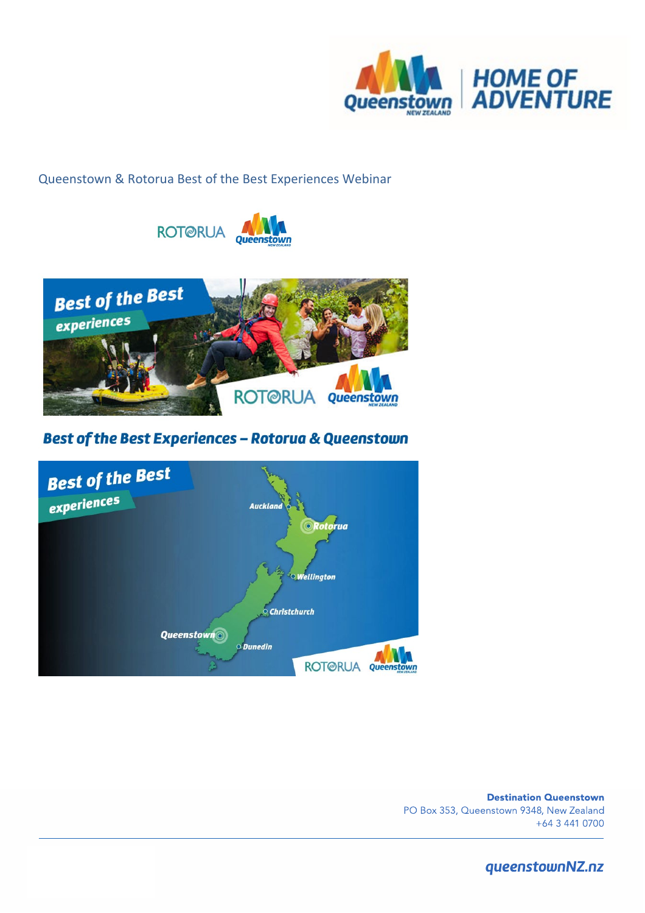Queenstown & Rotorua Best of the Best Experiences Webinar

**Best of the Best Experiences – Rotorua & Queenstown**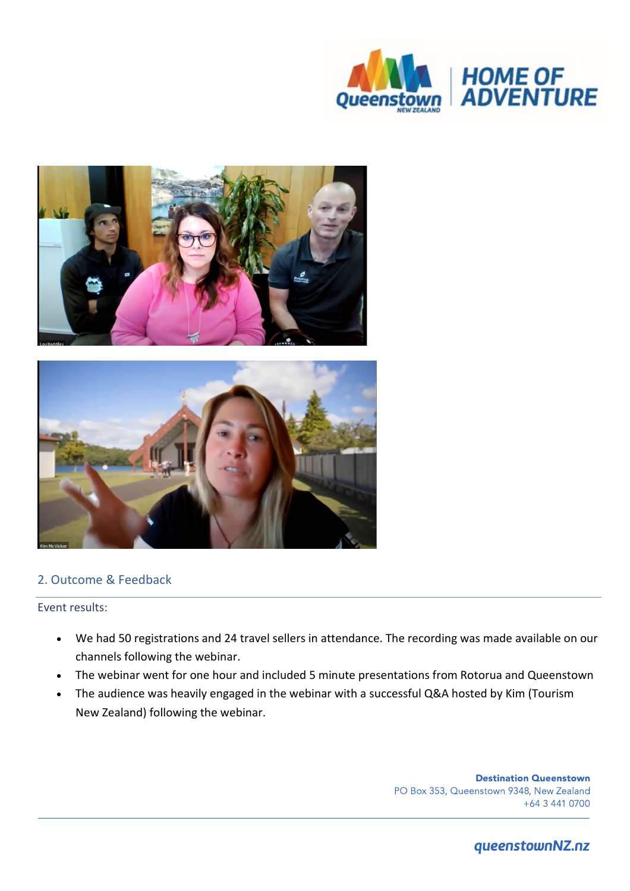## 2. Outcome & Feedback

Event results:

- We had 50 registrations and 24 travel sellers in attendance. The recording was made available on our channels following the webinar.
- The webinar went for one hour and included 5 minute presentations from Rotorua and Queenstown
- The audience was heavily engaged in the webinar with a successful Q&A hosted by Kim (Tourism New Zealand) following the webinar.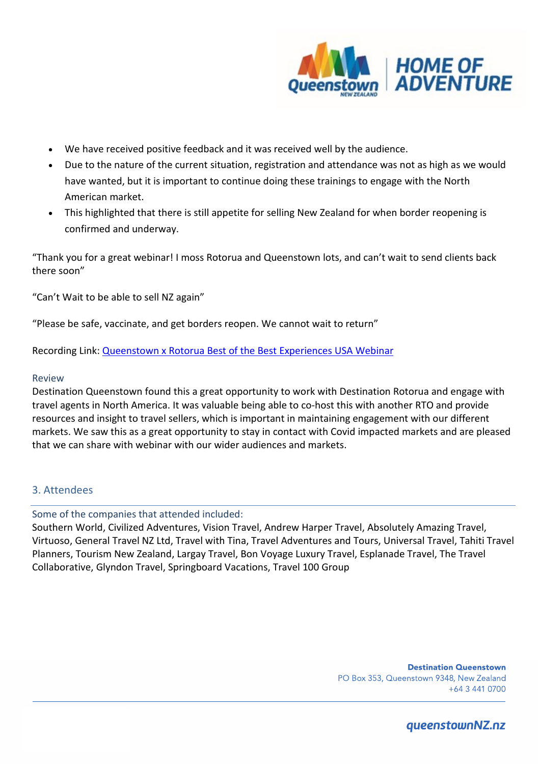- We have received positive feedback and it was received well by the audience.
- Due to the nature of the current situation, registration and attendance was not as high as we would have wanted, but it is important to continue doing these trainings to engage with the North American market.
- This highlighted that there is still appetite for selling New Zealand for when border reopening is confirmed and underway.

"Thank you for a great webinar! I moss Rotorua and Queenstown lots, and can't wait to send clients back there soon"

"Can't Wait to be able to sell NZ again"

"Please be safe, vaccinate, and get borders reopen. We cannot wait to return"

Recording Link: Queenstown x Rotorua Best of the Best Experiences USA Webinar

### Review

Destination Queenstown found this a great opportunity to work with Destination Rotorua and engage with travel agents in North America. It was valuable being able to co-host this with another RTO and provide resources and insight to travel sellers, which is important in maintaining engagement with our different markets. We saw this as a great opportunity to stay in contact with Covid impacted markets and are pleased that we can share with webinar with our wider audiences and markets.

## 3. Attendees

### Some of the companies that attended included:

Southern World, Civilized Adventures, Vision Travel, Andrew Harper Travel, Absolutely Amazing Travel, Virtuoso, General Travel NZ Ltd, Travel with Tina, Travel Adventures and Tours, Universal Travel, Tahiti Travel Planners, Tourism New Zealand, Largay Travel, Bon Voyage Luxury Travel, Esplanade Travel, The Travel Collaborative, Glyndon Travel, Springboard Vacations, Travel 100 Group